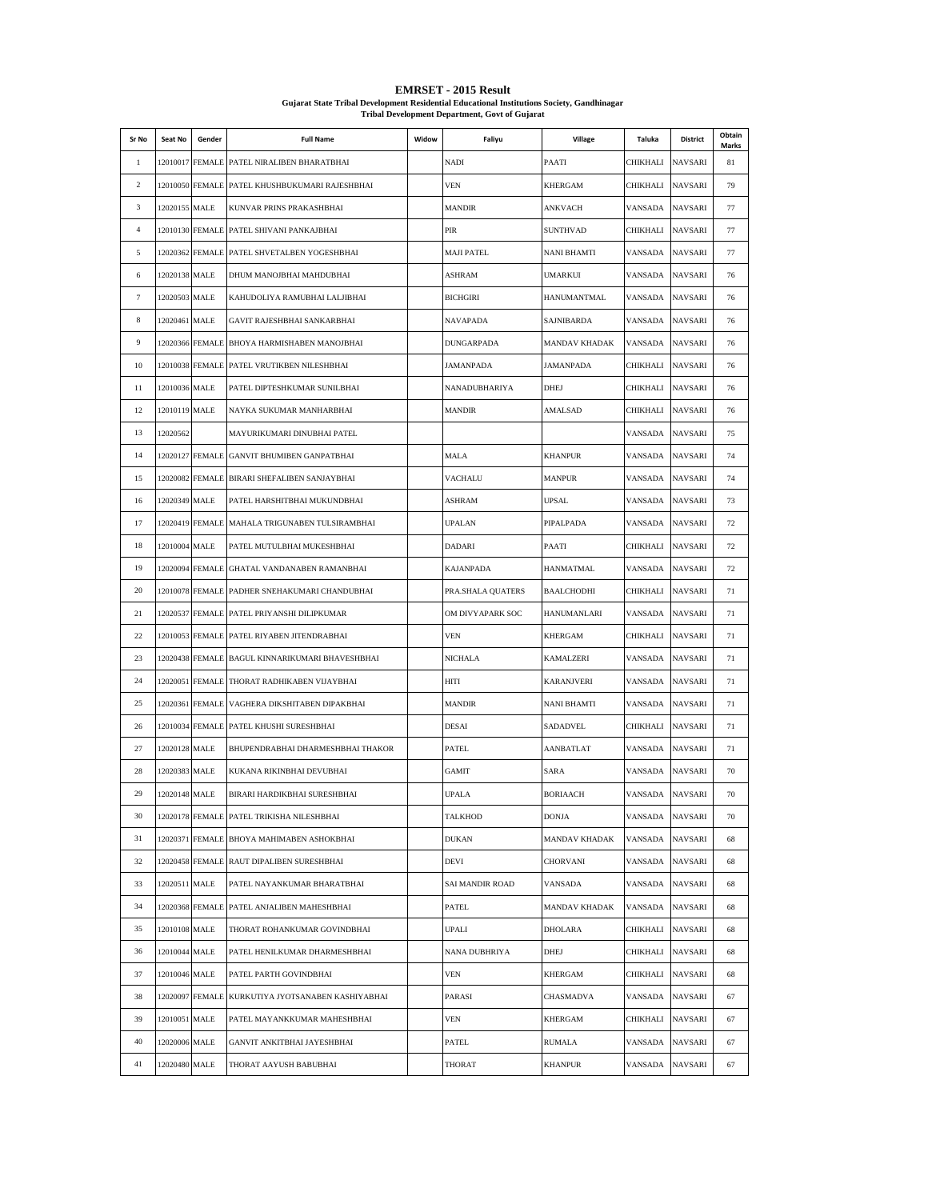# EMRSET - 2015 Result

**Gujarat State Tribal Development Residential Educational Institutions Society, Gandhinagar**

**Tribal Development Department, Govt of Gujarat**

| Sr No | Seat No | Gender | Full Name | Widow | Faliyu | Village | Taluka | District | Obtain Marks |
|---|---|---|---|---|---|---|---|---|---|
| 1 | 12010017 | FEMALE | PATEL NIRALIBEN BHARATBHAI | | NADI | PAATI | CHIKHALI | NAVSARI | 81 |
| 2 | 12010050 | FEMALE | PATEL KHUSHBUKUMARI RAJESHBHAI | | VEN | KHERGAM | CHIKHALI | NAVSARI | 79 |
| 3 | 12020155 | MALE | KUNVAR PRINS PRAKASHBHAI | | MANDIR | ANKVACH | VANSADA | NAVSARI | 77 |
| 4 | 12010130 | FEMALE | PATEL SHIVANI PANKAJBHAI | | PIR | SUNTHVAD | CHIKHALI | NAVSARI | 77 |
| 5 | 12020362 | FEMALE | PATEL SHVETALBEN YOGESHBHAI | | MAJI PATEL | NANI BHAMTI | VANSADA | NAVSARI | 77 |
| 6 | 12020138 | MALE | DHUM MANOJBHAI MAHDUBHAI | | ASHRAM | UMARKUI | VANSADA | NAVSARI | 76 |
| 7 | 12020503 | MALE | KAHUDOLIYA RAMUBHAI LALJIBHAI | | BICHGIRI | HANUMANTMAL | VANSADA | NAVSARI | 76 |
| 8 | 12020461 | MALE | GAVIT RAJESHBHAI SANKARBHAI | | NAVAPADA | SAJNIBARDA | VANSADA | NAVSARI | 76 |
| 9 | 12020366 | FEMALE | BHOYA HARMISHABEN MANOJBHAI | | DUNGARPADA | MANDAV KHADAK | VANSADA | NAVSARI | 76 |
| 10 | 12010038 | FEMALE | PATEL VRUTIKBEN NILESHBHAI | | JAMANPADA | JAMANPADA | CHIKHALI | NAVSARI | 76 |
| 11 | 12010036 | MALE | PATEL DIPTESHKUMAR SUNILBHAI | | NANADUBHARIYA | DHEJ | CHIKHALI | NAVSARI | 76 |
| 12 | 12010119 | MALE | NAYKA SUKUMAR MANHARBHAI | | MANDIR | AMALSAD | CHIKHALI | NAVSARI | 76 |
| 13 | 12020562 | | MAYURIKUMARI DINUBHAI PATEL | | | | VANSADA | NAVSARI | 75 |
| 14 | 12020127 | FEMALE | GANVIT BHUMIBEN GANPATBHAI | | MALA | KHANPUR | VANSADA | NAVSARI | 74 |
| 15 | 12020082 | FEMALE | BIRARI SHEFALIBEN SANJAYBHAI | | VACHALU | MANPUR | VANSADA | NAVSARI | 74 |
| 16 | 12020349 | MALE | PATEL HARSHITBHAI MUKUNDBHAI | | ASHRAM | UPSAL | VANSADA | NAVSARI | 73 |
| 17 | 12020419 | FEMALE | MAHALA TRIGUNABEN TULSIRAMBHAI | | UPALAN | PIPALPADA | VANSADA | NAVSARI | 72 |
| 18 | 12010004 | MALE | PATEL MUTULBHAI MUKESHBHAI | | DADARI | PAATI | CHIKHALI | NAVSARI | 72 |
| 19 | 12020094 | FEMALE | GHATAL VANDANABEN RAMANBHAI | | KAJANPADA | HANMATMAL | VANSADA | NAVSARI | 72 |
| 20 | 12010078 | FEMALE | PADHER SNEHAKUMARI CHANDUBHAI | | PRA.SHALA QUATERS | BAALCHODHI | CHIKHALI | NAVSARI | 71 |
| 21 | 12020537 | FEMALE | PATEL PRIYANSHI DILIPKUMAR | | OM DIVYAPARK SOC | HANUMANLARI | VANSADA | NAVSARI | 71 |
| 22 | 12010053 | FEMALE | PATEL RIYABEN JITENDRABHAI | | VEN | KHERGAM | CHIKHALI | NAVSARI | 71 |
| 23 | 12020438 | FEMALE | BAGUL KINNARIKUMARI BHAVESHBHAI | | NICHALA | KAMALZERI | VANSADA | NAVSARI | 71 |
| 24 | 12020051 | FEMALE | THORAT RADHIKABEN VIJAYBHAI | | HITI | KARANJVERI | VANSADA | NAVSARI | 71 |
| 25 | 12020361 | FEMALE | VAGHERA DIKSHITABEN DIPAKBHAI | | MANDIR | NANI BHAMTI | VANSADA | NAVSARI | 71 |
| 26 | 12010034 | FEMALE | PATEL KHUSHI SURESHBHAI | | DESAI | SADADVEL | CHIKHALI | NAVSARI | 71 |
| 27 | 12020128 | MALE | BHUPENDRABHAI DHARMESHBHAI THAKOR | | PATEL | AANBATLAT | VANSADA | NAVSARI | 71 |
| 28 | 12020383 | MALE | KUKANA RIKINBHAI DEVUBHAI | | GAMIT | SARA | VANSADA | NAVSARI | 70 |
| 29 | 12020148 | MALE | BIRARI HARDIKBHAI SURESHBHAI | | UPALA | BORIAACH | VANSADA | NAVSARI | 70 |
| 30 | 12020178 | FEMALE | PATEL TRIKISHA NILESHBHAI | | TALKHOD | DONJA | VANSADA | NAVSARI | 70 |
| 31 | 12020371 | FEMALE | BHOYA MAHIMABEN ASHOKBHAI | | DUKAN | MANDAV KHADAK | VANSADA | NAVSARI | 68 |
| 32 | 12020458 | FEMALE | RAUT DIPALIBEN SURESHBHAI | | DEVI | CHORVANI | VANSADA | NAVSARI | 68 |
| 33 | 12020511 | MALE | PATEL NAYANKUMAR BHARATBHAI | | SAI MANDIR ROAD | VANSADA | VANSADA | NAVSARI | 68 |
| 34 | 12020368 | FEMALE | PATEL ANJALIBEN MAHESHBHAI | | PATEL | MANDAV KHADAK | VANSADA | NAVSARI | 68 |
| 35 | 12010108 | MALE | THORAT ROHANKUMAR GOVINDBHAI | | UPALI | DHOLARA | CHIKHALI | NAVSARI | 68 |
| 36 | 12010044 | MALE | PATEL HENILKUMAR DHARMESHBHAI | | NANA DUBHRIYA | DHEJ | CHIKHALI | NAVSARI | 68 |
| 37 | 12010046 | MALE | PATEL PARTH GOVINDBHAI | | VEN | KHERGAM | CHIKHALI | NAVSARI | 68 |
| 38 | 12020097 | FEMALE | KURKUTIYA JYOTSANABEN KASHIYABHAI | | PARASI | CHASMADVA | VANSADA | NAVSARI | 67 |
| 39 | 12010051 | MALE | PATEL MAYANKKUMAR MAHESHBHAI | | VEN | KHERGAM | CHIKHALI | NAVSARI | 67 |
| 40 | 12020006 | MALE | GANVIT ANKITBHAI JAYESHBHAI | | PATEL | RUMALA | VANSADA | NAVSARI | 67 |
| 41 | 12020480 | MALE | THORAT AAYUSH BABUBHAI | | THORAT | KHANPUR | VANSADA | NAVSARI | 67 |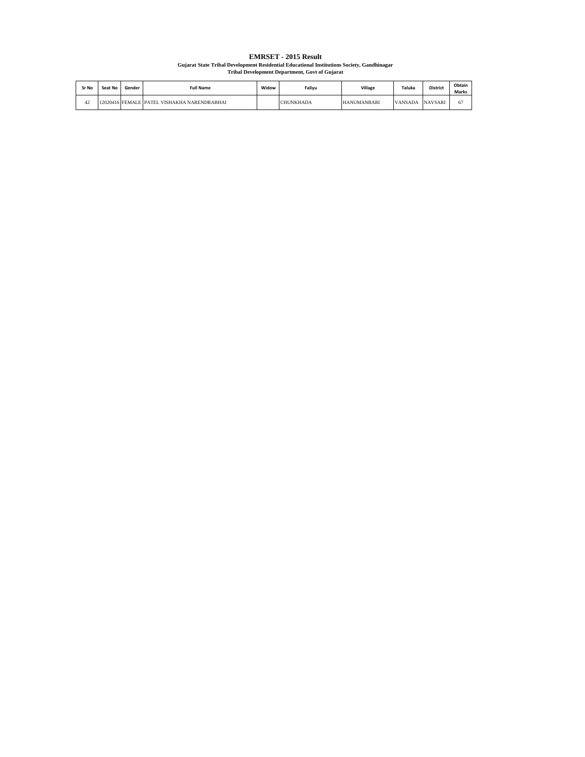# EMRSET - 2015 Result

**Gujarat State Tribal Development Residential Educational Institutions Society, Gandhinagar**

**Tribal Development Department, Govt of Gujarat**

| Sr No | Seat No | Gender | Full Name | Widow | Faliyu | Village | Taluka | District | Obtain Marks |
|---|---|---|---|---|---|---|---|---|---|
| 42 | 12020416 | FEMALE | PATEL VISHAKHA NARENDRABHAI | | CHUNKHADA | HANUMANBARI | VANSADA | NAVSARI | 67 |